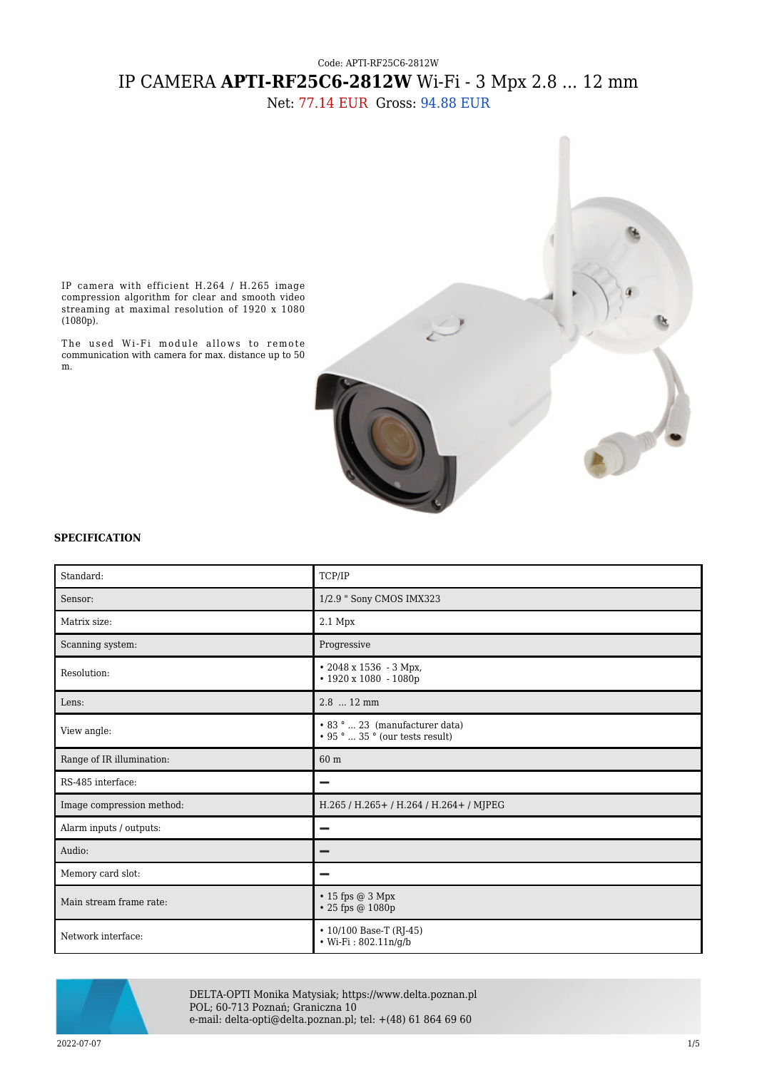Code: APTI-RF25C6-2812W

# IP CAMERA **APTI-RF25C6-2812W** Wi-Fi - 3 Mpx 2.8 ... 12 mm

Net: 77.14 EUR Gross: 94.88 EUR

IP camera with efficient H.264 / H.265 image compression algorithm for clear and smooth video streaming at maximal resolution of 1920 x 1080 (1080p).

The used Wi-Fi module allows to remote communication with camera for max. distance up to 50 m.

**SPECIFICATION**

| | |
|---|---|
| Standard: | TCP/IP |
| Sensor: | 1/2.9 " Sony CMOS IMX323 |
| Matrix size: | 2.1 Mpx |
| Scanning system: | Progressive |
| Resolution: | • 2048 x 1536 - 3 Mpx,<br>• 1920 x 1080 - 1080p |
| Lens: | 2.8 ... 12 mm |
| View angle: | • 83 ° ... 23 (manufacturer data)<br>• 95 ° ... 35 ° (our tests result) |
| Range of IR illumination: | 60 m |
| RS-485 interface: | − |
| Image compression method: | H.265 / H.265+ / H.264 / H.264+ / MJPEG |
| Alarm inputs / outputs: | − |
| Audio: | − |
| Memory card slot: | − |
| Main stream frame rate: | • 15 fps @ 3 Mpx<br>• 25 fps @ 1080p |
| Network interface: | • 10/100 Base-T (RJ-45)<br>• Wi-Fi : 802.11n/g/b |

DELTA-OPTI Monika Matysiak; https://www.delta.poznan.pl
POL; 60-713 Poznań; Graniczna 10
e-mail: delta-opti@delta.poznan.pl; tel: +(48) 61 864 69 60

2022-07-07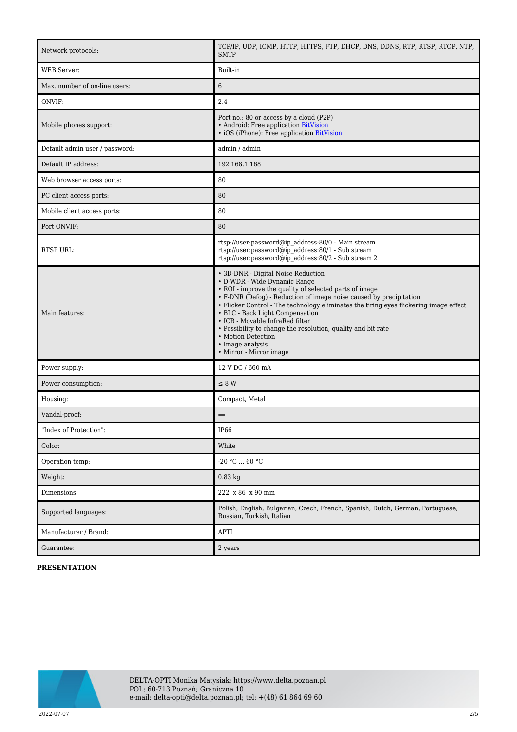| Network protocols: | TCP/IP, UDP, ICMP, HTTP, HTTPS, FTP, DHCP, DNS, DDNS, RTP, RTSP, RTCP, NTP, SMTP |
|---|---|
| WEB Server: | Built-in |
| Max. number of on-line users: | 6 |
| ONVIF: | 2.4 |
| Mobile phones support: | Port no.: 80 or access by a cloud (P2P)<br>• Android: Free application BitVision<br>• iOS (iPhone): Free application BitVision |
| Default admin user / password: | admin / admin |
| Default IP address: | 192.168.1.168 |
| Web browser access ports: | 80 |
| PC client access ports: | 80 |
| Mobile client access ports: | 80 |
| Port ONVIF: | 80 |
| RTSP URL: | rtsp://user:password@ip_address:80/0 - Main stream<br>rtsp://user:password@ip_address:80/1 - Sub stream<br>rtsp://user:password@ip_address:80/2 - Sub stream 2 |
| Main features: | • 3D-DNR - Digital Noise Reduction<br>• D-WDR - Wide Dynamic Range<br>• ROI - improve the quality of selected parts of image<br>• F-DNR (Defog) - Reduction of image noise caused by precipitation<br>• Flicker Control - The technology eliminates the tiring eyes flickering image effect<br>• BLC - Back Light Compensation<br>• ICR - Movable InfraRed filter<br>• Possibility to change the resolution, quality and bit rate<br>• Motion Detection<br>• Image analysis<br>• Mirror - Mirror image |
| Power supply: | 12 V DC / 660 mA |
| Power consumption: | ≤ 8 W |
| Housing: | Compact, Metal |
| Vandal-proof: | – |
| "Index of Protection": | IP66 |
| Color: | White |
| Operation temp: | -20 °C ... 60 °C |
| Weight: | 0.83 kg |
| Dimensions: | 222 x 86 x 90 mm |
| Supported languages: | Polish, English, Bulgarian, Czech, French, Spanish, Dutch, German, Portuguese, Russian, Turkish, Italian |
| Manufacturer / Brand: | APTI |
| Guarantee: | 2 years |

**PRESENTATION**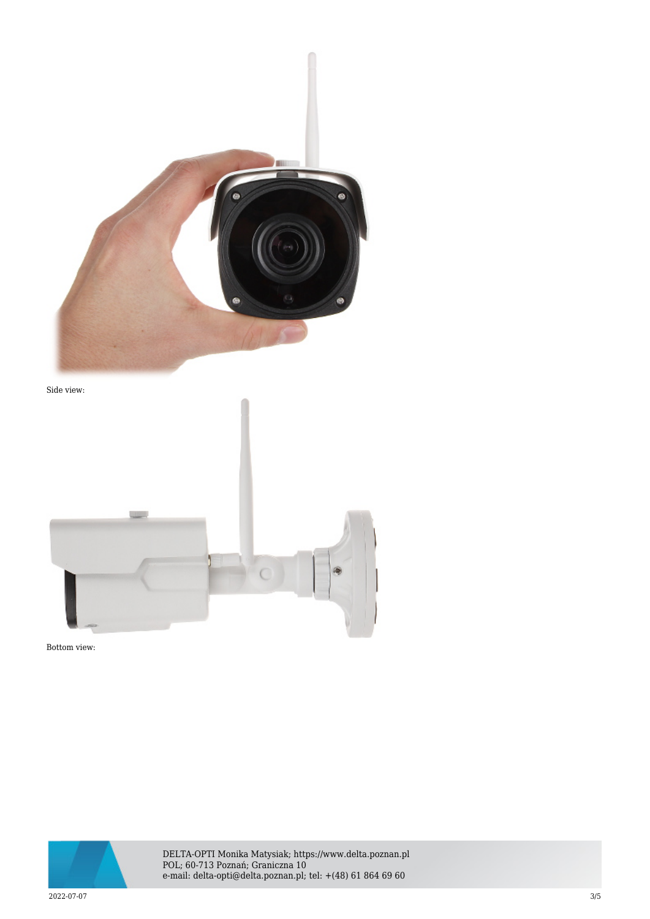Side view:

Bottom view: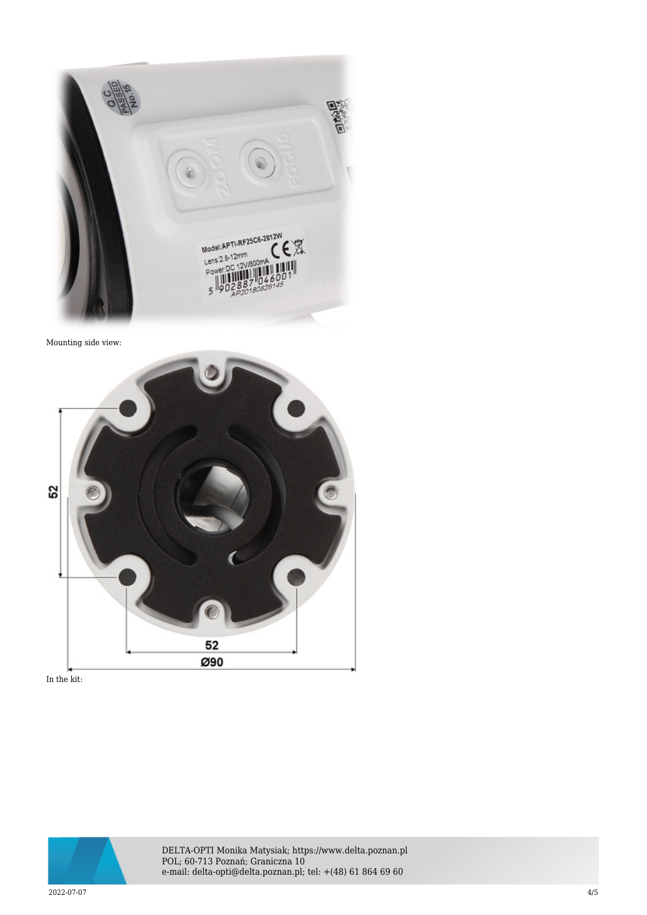Mounting side view:

In the kit: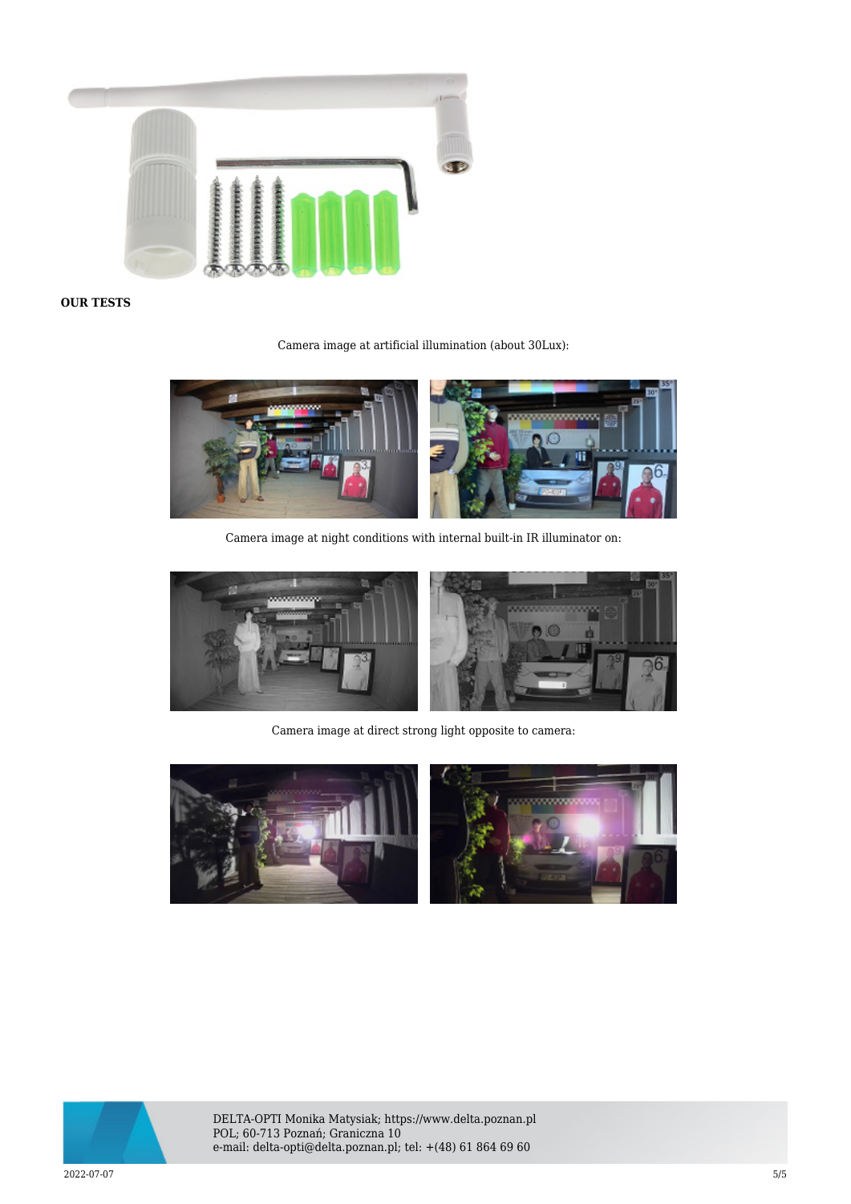**OUR TESTS**

Camera image at artificial illumination (about 30Lux):

Camera image at night conditions with internal built-in IR illuminator on:

Camera image at direct strong light opposite to camera:

DELTA-OPTI Monika Matysiak; https://www.delta.poznan.pl
POL; 60-713 Poznań; Graniczna 10
e-mail: delta-opti@delta.poznan.pl; tel: +(48) 61 864 69 60

2022-07-07